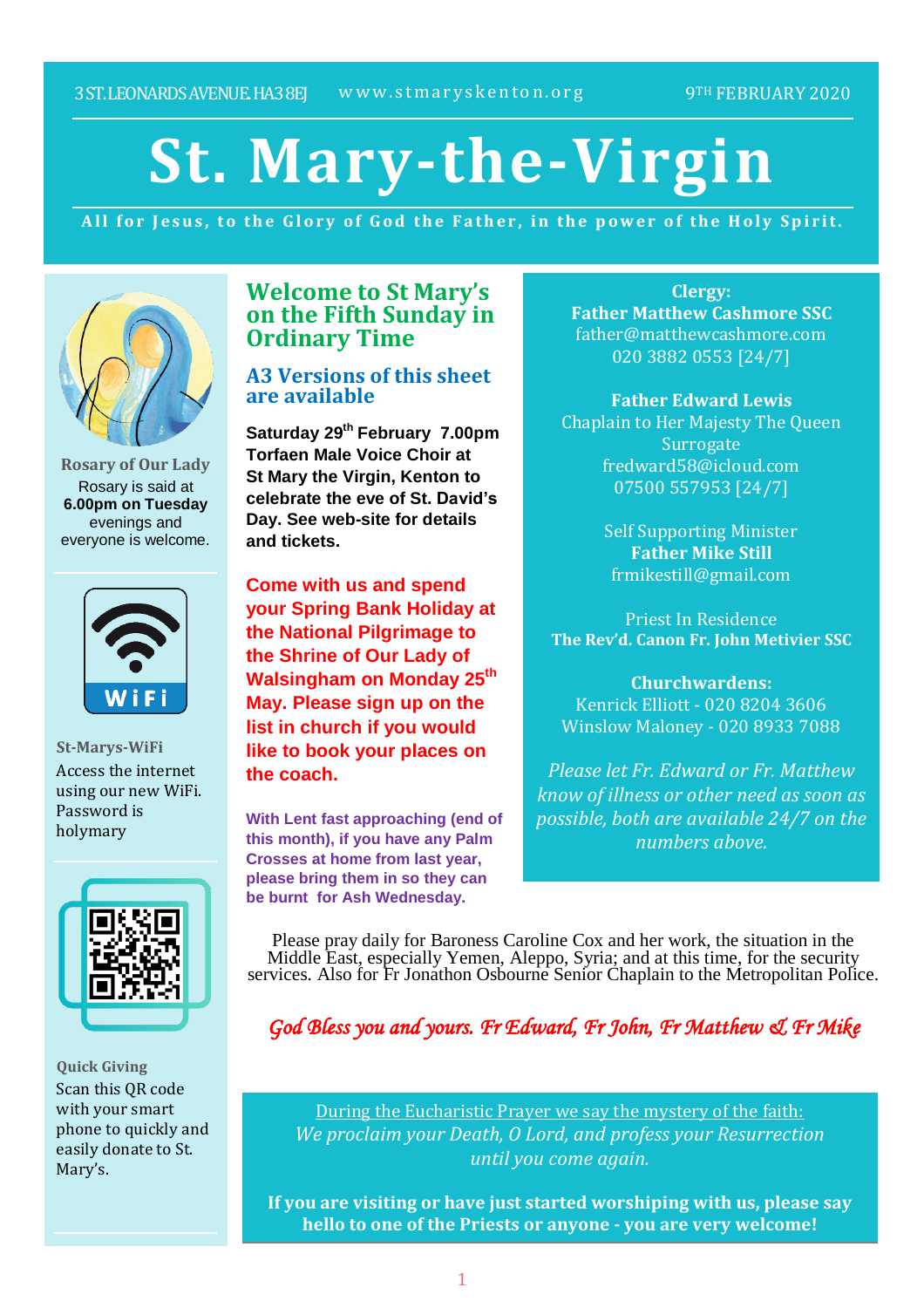3 ST. LEONARDS AVENUE. HA3 8EJ www.stmaryskenton.org 9TH FEBRUARY 2020

# St. Mary-the-Virgin

**All for Jesus, to the Glory of God the Father, in the power of the Holy Spirit.**

**Rosary of Our Lady**

Rosary is said at **6.00pm on Tuesday** evenings and everyone is welcome.

**St-Marys-WiFi**

Access the internet using our new WiFi. Password is holymary

**Quick Giving**

Scan this QR code with your smart phone to quickly and easily donate to St. Mary's.

## Welcome to St Mary's on the Fifth Sunday in Ordinary Time

### A3 Versions of this sheet are available

**Saturday 29th February 7.00pm Torfaen Male Voice Choir at St Mary the Virgin, Kenton to celebrate the eve of St. David's Day. See web-site for details and tickets.**

**Come with us and spend your Spring Bank Holiday at the National Pilgrimage to the Shrine of Our Lady of Walsingham on Monday 25th May. Please sign up on the list in church if you would like to book your places on the coach.**

**With Lent fast approaching (end of this month), if you have any Palm Crosses at home from last year, please bring them in so they can be burnt for Ash Wednesday.**

**Clergy:**
**Father Matthew Cashmore SSC**
father@matthewcashmore.com
020 3882 0553 [24/7]

**Father Edward Lewis**
Chaplain to Her Majesty The Queen
Surrogate
fredward58@icloud.com
07500 557953 [24/7]

Self Supporting Minister
**Father Mike Still**
frmikestill@gmail.com

Priest In Residence
**The Rev'd. Canon Fr. John Metivier SSC**

**Churchwardens:**
Kenrick Elliott - 020 8204 3606
Winslow Maloney - 020 8933 7088

*Please let Fr. Edward or Fr. Matthew know of illness or other need as soon as possible, both are available 24/7 on the numbers above.*

Please pray daily for Baroness Caroline Cox and her work, the situation in the Middle East, especially Yemen, Aleppo, Syria; and at this time, for the security services. Also for Fr Jonathon Osbourne Senior Chaplain to the Metropolitan Police.

*God Bless you and yours. Fr Edward, Fr John, Fr Matthew & Fr Mike*

During the Eucharistic Prayer we say the mystery of the faith:
*We proclaim your Death, O Lord, and profess your Resurrection until you come again.*

**If you are visiting or have just started worshiping with us, please say hello to one of the Priests or anyone - you are very welcome!**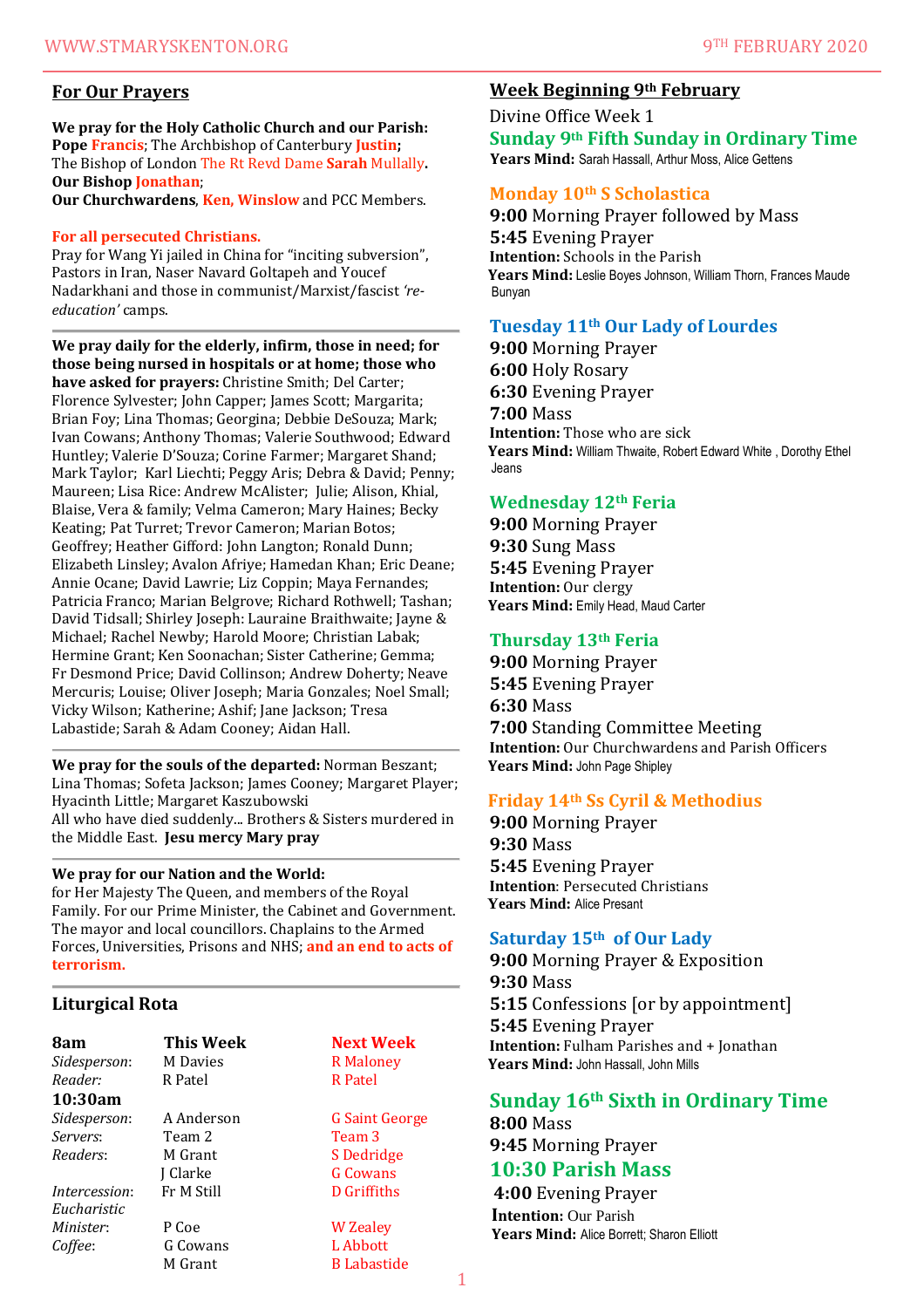## For Our Prayers

**We pray for the Holy Catholic Church and our Parish:**
**Pope** **Francis**; The Archbishop of Canterbury **Justin;**
The Bishop of London The Rt Revd Dame **Sarah** Mullally**.**
**Our Bishop** **Jonathan**;
**Our Churchwardens**, **Ken, Winslow** and PCC Members.

**For all persecuted Christians.**
Pray for Wang Yi jailed in China for "inciting subversion", Pastors in Iran, Naser Navard Goltapeh and Youcef Nadarkhani and those in communist/Marxist/fascist *'re-education'* camps.

**We pray daily for the elderly, infirm, those in need; for those being nursed in hospitals or at home; those who have asked for prayers:** Christine Smith; Del Carter; Florence Sylvester; John Capper; James Scott; Margarita; Brian Foy; Lina Thomas; Georgina; Debbie DeSouza; Mark; Ivan Cowans; Anthony Thomas; Valerie Southwood; Edward Huntley; Valerie D'Souza; Corine Farmer; Margaret Shand; Mark Taylor; Karl Liechti; Peggy Aris; Debra & David; Penny; Maureen; Lisa Rice: Andrew McAlister; Julie; Alison, Khial, Blaise, Vera & family; Velma Cameron; Mary Haines; Becky Keating; Pat Turret; Trevor Cameron; Marian Botos; Geoffrey; Heather Gifford: John Langton; Ronald Dunn; Elizabeth Linsley; Avalon Afriye; Hamedan Khan; Eric Deane; Annie Ocane; David Lawrie; Liz Coppin; Maya Fernandes; Patricia Franco; Marian Belgrove; Richard Rothwell; Tashan; David Tidsall; Shirley Joseph: Lauraine Braithwaite; Jayne & Michael; Rachel Newby; Harold Moore; Christian Labak; Hermine Grant; Ken Soonachan; Sister Catherine; Gemma; Fr Desmond Price; David Collinson; Andrew Doherty; Neave Mercuris; Louise; Oliver Joseph; Maria Gonzales; Noel Small; Vicky Wilson; Katherine; Ashif; Jane Jackson; Tresa Labastide; Sarah & Adam Cooney; Aidan Hall.

**We pray for the souls of the departed:** Norman Beszant; Lina Thomas; Sofeta Jackson; James Cooney; Margaret Player; Hyacinth Little; Margaret Kaszubowski
All who have died suddenly... Brothers & Sisters murdered in the Middle East. **Jesu mercy Mary pray**

**We pray for our Nation and the World:**
for Her Majesty The Queen, and members of the Royal Family. For our Prime Minister, the Cabinet and Government. The mayor and local councillors. Chaplains to the Armed Forces, Universities, Prisons and NHS; **and an end to acts of terrorism.**

## Liturgical Rota

| | This Week | Next Week |
|---|---|---|
| **8am** | | |
| *Sidesperson*: | M Davies | R Maloney |
| *Reader:* | R Patel | R Patel |
| **10:30am** | | |
| *Sidesperson*: | A Anderson | G Saint George |
| *Servers*: | Team 2 | Team 3 |
| *Readers*: | M Grant<br>J Clarke | S Dedridge<br>G Cowans |
| *Intercession*: | Fr M Still | D Griffiths |
| *Eucharistic Minister*: | P Coe | W Zealey |
| *Coffee*: | G Cowans<br>M Grant | L Abbott<br>B Labastide |

## Week Beginning 9th February

Divine Office Week 1

### Sunday 9th Fifth Sunday in Ordinary Time

**Years Mind:** Sarah Hassall, Arthur Moss, Alice Gettens

### Monday 10th S Scholastica

**9:00** Morning Prayer followed by Mass
**5:45** Evening Prayer
**Intention:** Schools in the Parish
**Years Mind:** Leslie Boyes Johnson, William Thorn, Frances Maude Bunyan

### Tuesday 11th Our Lady of Lourdes

**9:00** Morning Prayer
**6:00** Holy Rosary
**6:30** Evening Prayer
**7:00** Mass
**Intention:** Those who are sick
**Years Mind:** William Thwaite, Robert Edward White , Dorothy Ethel Jeans

### Wednesday 12th Feria

**9:00** Morning Prayer
**9:30** Sung Mass
**5:45** Evening Prayer
**Intention:** Our clergy
**Years Mind:** Emily Head, Maud Carter

### Thursday 13th Feria

**9:00** Morning Prayer
**5:45** Evening Prayer
**6:30** Mass
**7:00** Standing Committee Meeting
**Intention:** Our Churchwardens and Parish Officers
**Years Mind:** John Page Shipley

### Friday 14th Ss Cyril & Methodius

**9:00** Morning Prayer
**9:30** Mass
**5:45** Evening Prayer
**Intention**: Persecuted Christians
**Years Mind:** Alice Presant

### Saturday 15th of Our Lady

**9:00** Morning Prayer & Exposition
**9:30** Mass
**5:15** Confessions [or by appointment]
**5:45** Evening Prayer
**Intention:** Fulham Parishes and + Jonathan
**Years Mind:** John Hassall, John Mills

### Sunday 16th Sixth in Ordinary Time

**8:00** Mass
**9:45** Morning Prayer
**10:30 Parish Mass**
**4:00** Evening Prayer
**Intention:** Our Parish
**Years Mind:** Alice Borrett; Sharon Elliott